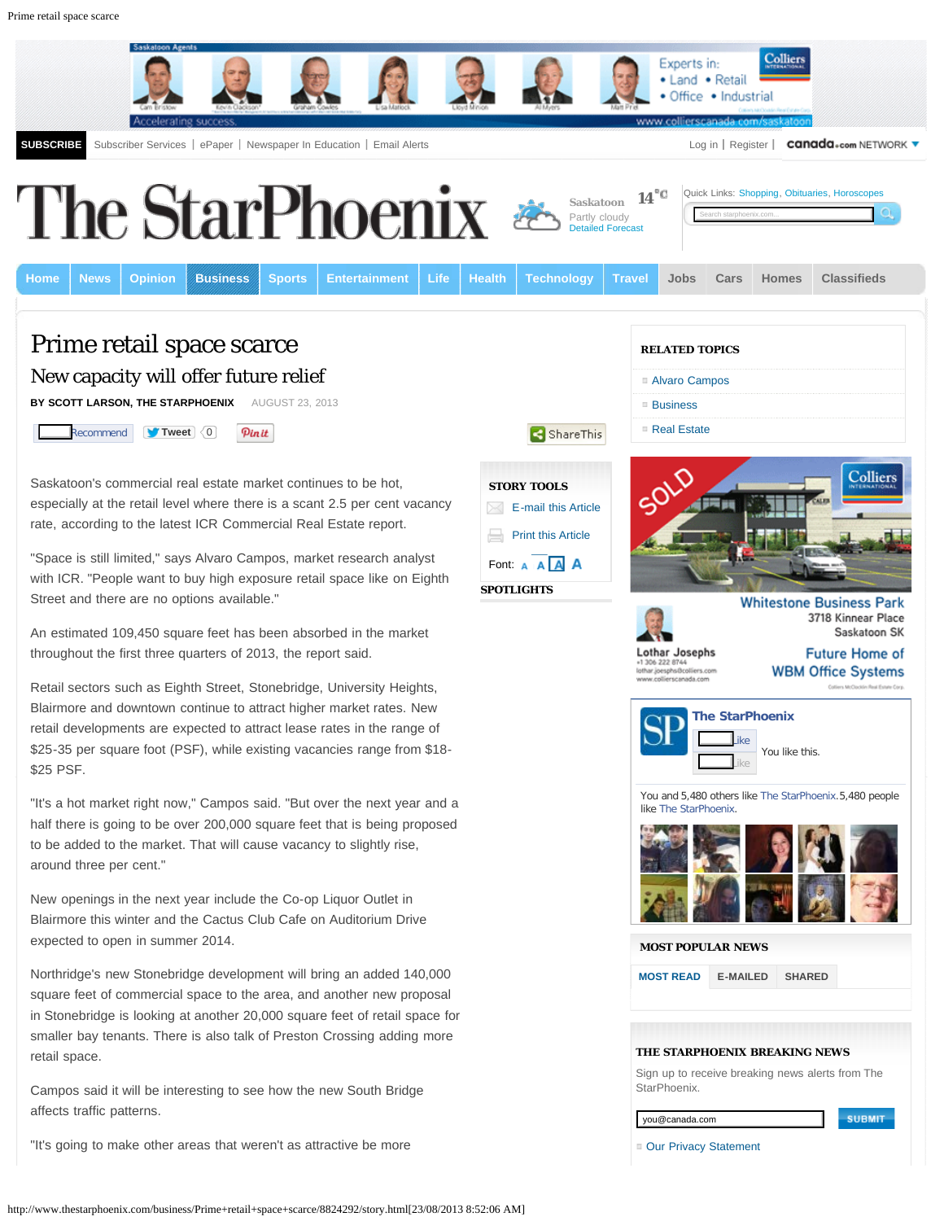# Prime retail space scarce

## New capacity will offer future relief

**BY SCOTT LARSON, THE STARPHOENIX** AUGUST 23, 2013

Saskatoon's commercial real estate market continues to be hot, especially at the retail level where there is a scant 2.5 per cent vacancy rate, according to the latest ICR Commercial Real Estate report.

"Space is still limited," says Alvaro Campos, market research analyst with ICR. "People want to buy high exposure retail space like on Eighth Street and there are no options available."

An estimated 109,450 square feet has been absorbed in the market throughout the first three quarters of 2013, the report said.

Retail sectors such as Eighth Street, Stonebridge, University Heights, Blairmore and downtown continue to attract higher market rates. New retail developments are expected to attract lease rates in the range of $25-35 per square foot (PSF), while existing vacancies range from $18-$25 PSF.

"It's a hot market right now," Campos said. "But over the next year and a half there is going to be over 200,000 square feet that is being proposed to be added to the market. That will cause vacancy to slightly rise, around three per cent."

New openings in the next year include the Co-op Liquor Outlet in Blairmore this winter and the Cactus Club Cafe on Auditorium Drive expected to open in summer 2014.

Northridge's new Stonebridge development will bring an added 140,000 square feet of commercial space to the area, and another new proposal in Stonebridge is looking at another 20,000 square feet of retail space for smaller bay tenants. There is also talk of Preston Crossing adding more retail space.

Campos said it will be interesting to see how the new South Bridge affects traffic patterns.

"It's going to make other areas that weren't as attractive be more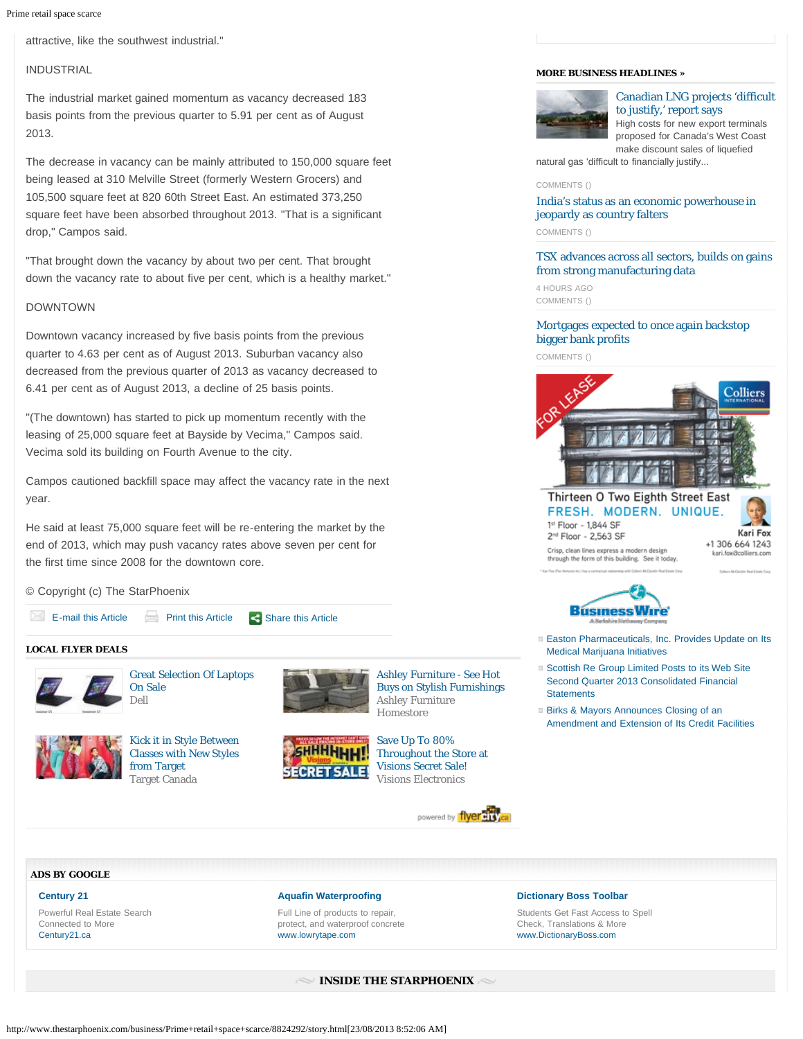attractive, like the southwest industrial."

INDUSTRIAL

The industrial market gained momentum as vacancy decreased 183 basis points from the previous quarter to 5.91 per cent as of August 2013.

The decrease in vacancy can be mainly attributed to 150,000 square feet being leased at 310 Melville Street (formerly Western Grocers) and 105,500 square feet at 820 60th Street East. An estimated 373,250 square feet have been absorbed throughout 2013. "That is a significant drop," Campos said.

"That brought down the vacancy by about two per cent. That brought down the vacancy rate to about five per cent, which is a healthy market."

DOWNTOWN

Downtown vacancy increased by five basis points from the previous quarter to 4.63 per cent as of August 2013. Suburban vacancy also decreased from the previous quarter of 2013 as vacancy decreased to 6.41 per cent as of August 2013, a decline of 25 basis points.

"(The downtown) has started to pick up momentum recently with the leasing of 25,000 square feet at Bayside by Vecima," Campos said. Vecima sold its building on Fourth Avenue to the city.

Campos cautioned backfill space may affect the vacancy rate in the next year.

He said at least 75,000 square feet will be re-entering the market by the end of 2013, which may push vacancy rates above seven per cent for the first time since 2008 for the downtown core.

© Copyright (c) The StarPhoenix

E-mail this Article | Print this Article | Share this Article

**LOCAL FLYER DEALS**

- Great Selection Of Laptops On Sale — Dell
- Ashley Furniture - See Hot Buys on Stylish Furnishings — Ashley Furniture Homestore
- Kick it in Style Between Classes with New Styles from Target — Target Canada
- Save Up To 80% Throughout the Store at Visions Secret Sale! — Visions Electronics

powered by flyercity.ca

**MORE BUSINESS HEADLINES »**

Canadian LNG projects 'difficult to justify,' report says
High costs for new export terminals proposed for Canada's West Coast make discount sales of liquefied natural gas 'difficult to financially justify...

COMMENTS ()

India's status as an economic powerhouse in jeopardy as country falters

COMMENTS ()

TSX advances across all sectors, builds on gains from strong manufacturing data

4 HOURS AGO
COMMENTS ()

Mortgages expected to once again backstop bigger bank profits

COMMENTS ()

FOR LEASE — Colliers International
Thirteen O Two Eighth Street East
FRESH. MODERN. UNIQUE.
1st Floor - 1,844 SF
2nd Floor - 2,563 SF
Crisp, clean lines express a modern design through the form of this building. See it today.
Kari Fox
+1 306 664 1243
kari.fox@colliers.com

Business Wire — A Berkshire Hathaway Company

- Easton Pharmaceuticals, Inc. Provides Update on Its Medical Marijuana Initiatives
- Scottish Re Group Limited Posts to its Web Site Second Quarter 2013 Consolidated Financial Statements
- Birks & Mayors Announces Closing of an Amendment and Extension of Its Credit Facilities

**ADS BY GOOGLE**

**Century 21**
Powerful Real Estate Search Connected to More
Century21.ca

**Aquafin Waterproofing**
Full Line of products to repair, protect, and waterproof concrete
www.lowrytape.com

**Dictionary Boss Toolbar**
Students Get Fast Access to Spell Check, Translations & More
www.DictionaryBoss.com

**INSIDE THE STARPHOENIX**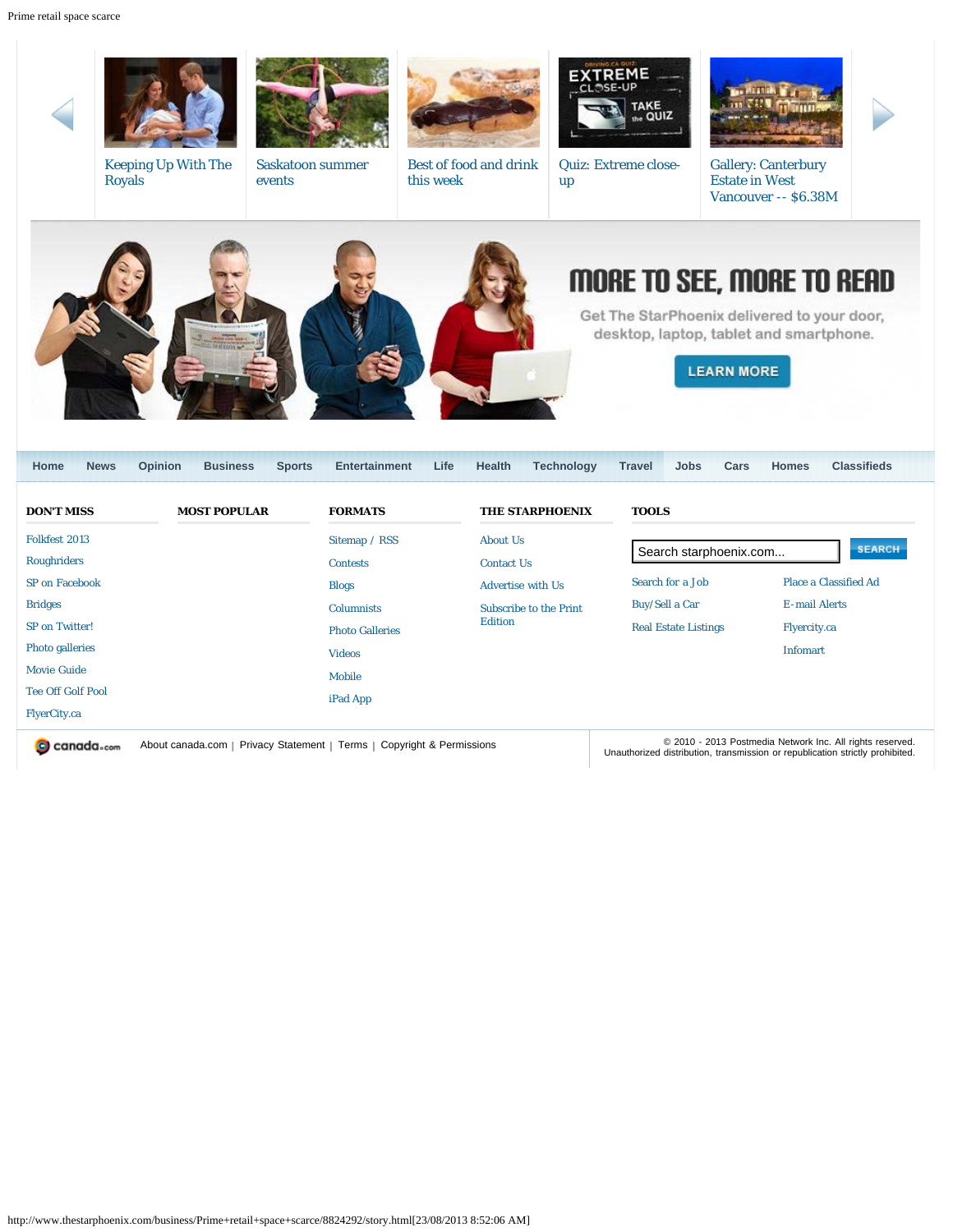Keeping Up With The Royals

Saskatoon summer events

Best of food and drink this week

Quiz: Extreme close-up

Gallery: Canterbury Estate in West Vancouver -- $6.38M

MORE TO SEE, MORE TO READ

Get The StarPhoenix delivered to your door, desktop, laptop, tablet and smartphone.

LEARN MORE

Home | News | Opinion | Business | Sports | Entertainment | Life | Health | Technology | Travel | Jobs | Cars | Homes | Classifieds

**DON'T MISS**

- Folkfest 2013
- Roughriders
- SP on Facebook
- Bridges
- SP on Twitter!
- Photo galleries
- Movie Guide
- Tee Off Golf Pool
- FlyerCity.ca

**MOST POPULAR**

**FORMATS**

- Sitemap / RSS
- Contests
- Blogs
- Columnists
- Photo Galleries
- Videos
- Mobile
- iPad App

**THE STARPHOENIX**

- About Us
- Contact Us
- Advertise with Us
- Subscribe to the Print Edition

**TOOLS**

Search starphoenix.com... SEARCH

- Search for a Job
- Buy/Sell a Car
- Real Estate Listings
- Place a Classified Ad
- E-mail Alerts
- Flyercity.ca
- Infomart

canada.com | About canada.com | Privacy Statement | Terms | Copyright & Permissions

© 2010 - 2013 Postmedia Network Inc. All rights reserved.
Unauthorized distribution, transmission or republication strictly prohibited.